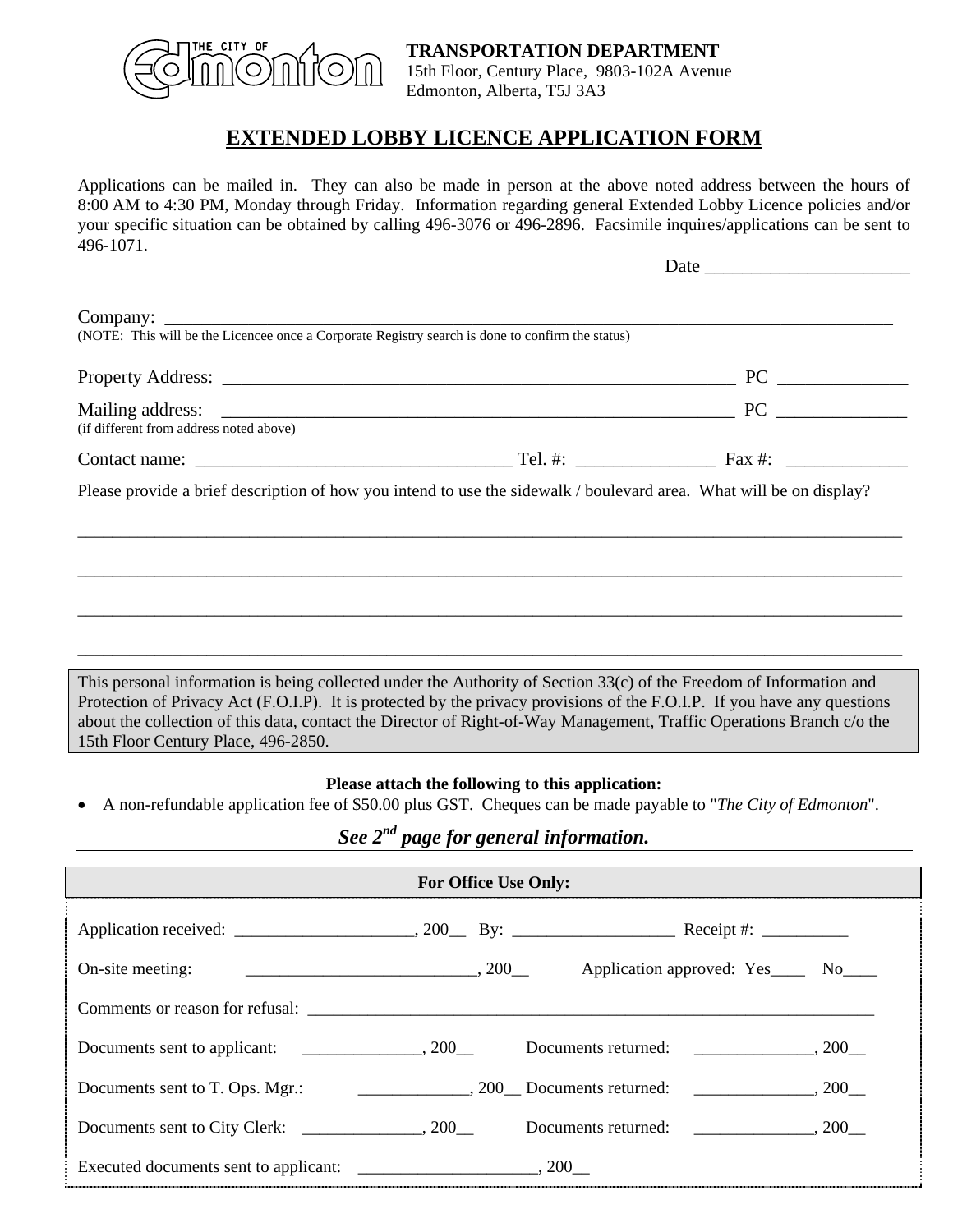THE CITY OF Edmonton

**TRANSPORTATION DEPARTMENT**
15th Floor, Century Place, 9803-102A Avenue
Edmonton, Alberta, T5J 3A3

# EXTENDED LOBBY LICENCE APPLICATION FORM

Applications can be mailed in. They can also be made in person at the above noted address between the hours of 8:00 AM to 4:30 PM, Monday through Friday. Information regarding general Extended Lobby Licence policies and/or your specific situation can be obtained by calling 496-3076 or 496-2896. Facsimile inquires/applications can be sent to 496-1071.

Date ______________________

Company: ______________________________________________________________________________
(NOTE: This will be the Licencee once a Corporate Registry search is done to confirm the status)

Property Address: _______________________________________________________ PC ______________

Mailing address: _______________________________________________________ PC ______________
(if different from address noted above)

Contact name: _________________________________ Tel. #: _______________ Fax #: _____________

Please provide a brief description of how you intend to use the sidewalk / boulevard area. What will be on display?

______________________________________________________________________________________________

______________________________________________________________________________________________

______________________________________________________________________________________________

______________________________________________________________________________________________

This personal information is being collected under the Authority of Section 33(c) of the Freedom of Information and Protection of Privacy Act (F.O.I.P). It is protected by the privacy provisions of the F.O.I.P. If you have any questions about the collection of this data, contact the Director of Right-of-Way Management, Traffic Operations Branch c/o the 15th Floor Century Place, 496-2850.

**Please attach the following to this application:**

- A non-refundable application fee of $50.00 plus GST. Cheques can be made payable to "*The City of Edmonton*".

***See 2nd page for general information.***

**For Office Use Only:**

Application received: ____________________, 200__ By: __________________ Receipt #: __________

On-site meeting: __________________________, 200__ Application approved: Yes____ No____

Comments or reason for refusal: ____________________________________________________________________

Documents sent to applicant: ______________, 200__ Documents returned: ______________, 200__

Documents sent to T. Ops. Mgr.: _____________, 200__ Documents returned: ______________, 200__

Documents sent to City Clerk: ______________, 200__ Documents returned: ______________, 200__

Executed documents sent to applicant: ____________________, 200__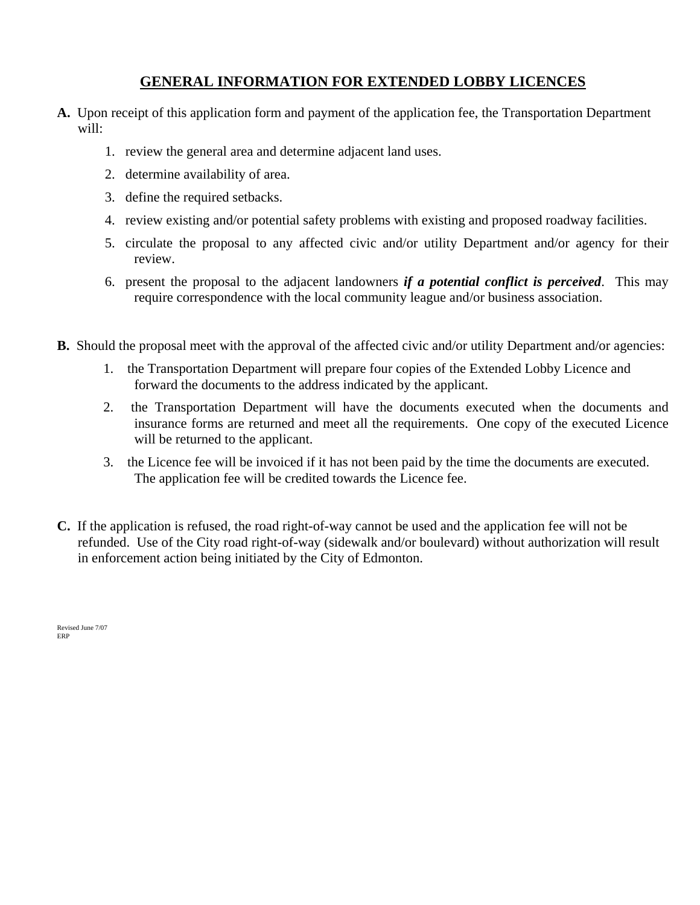## GENERAL INFORMATION FOR EXTENDED LOBBY LICENCES

**A.** Upon receipt of this application form and payment of the application fee, the Transportation Department will:

1. review the general area and determine adjacent land uses.
2. determine availability of area.
3. define the required setbacks.
4. review existing and/or potential safety problems with existing and proposed roadway facilities.
5. circulate the proposal to any affected civic and/or utility Department and/or agency for their review.
6. present the proposal to the adjacent landowners ***if a potential conflict is perceived***. This may require correspondence with the local community league and/or business association.

**B.** Should the proposal meet with the approval of the affected civic and/or utility Department and/or agencies:

1. the Transportation Department will prepare four copies of the Extended Lobby Licence and forward the documents to the address indicated by the applicant.
2. the Transportation Department will have the documents executed when the documents and insurance forms are returned and meet all the requirements. One copy of the executed Licence will be returned to the applicant.
3. the Licence fee will be invoiced if it has not been paid by the time the documents are executed. The application fee will be credited towards the Licence fee.

**C.** If the application is refused, the road right-of-way cannot be used and the application fee will not be refunded. Use of the City road right-of-way (sidewalk and/or boulevard) without authorization will result in enforcement action being initiated by the City of Edmonton.

Revised June 7/07
ERP